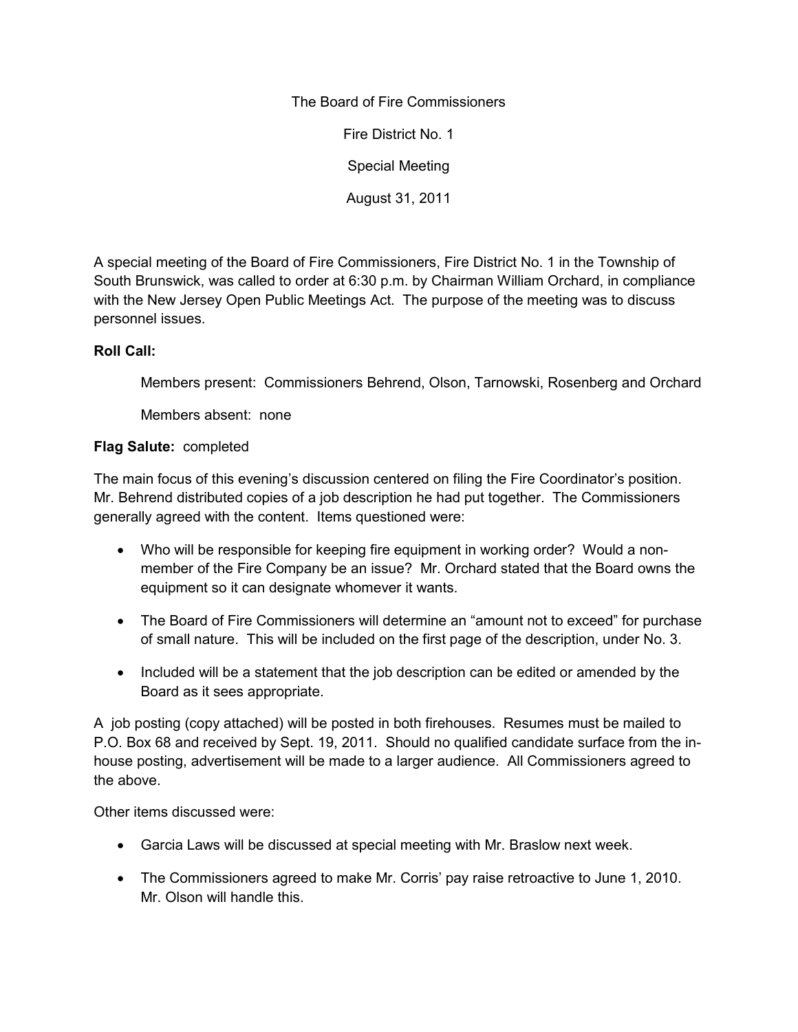The Board of Fire Commissioners

Fire District No. 1

Special Meeting

August 31, 2011

A special meeting of the Board of Fire Commissioners, Fire District No. 1 in the Township of South Brunswick, was called to order at 6:30 p.m. by Chairman William Orchard, in compliance with the New Jersey Open Public Meetings Act. The purpose of the meeting was to discuss personnel issues.

**Roll Call:**

Members present: Commissioners Behrend, Olson, Tarnowski, Rosenberg and Orchard

Members absent: none

**Flag Salute:** completed

The main focus of this evening's discussion centered on filing the Fire Coordinator's position. Mr. Behrend distributed copies of a job description he had put together. The Commissioners generally agreed with the content. Items questioned were:

- Who will be responsible for keeping fire equipment in working order? Would a non-member of the Fire Company be an issue? Mr. Orchard stated that the Board owns the equipment so it can designate whomever it wants.
- The Board of Fire Commissioners will determine an "amount not to exceed" for purchase of small nature. This will be included on the first page of the description, under No. 3.
- Included will be a statement that the job description can be edited or amended by the Board as it sees appropriate.

A job posting (copy attached) will be posted in both firehouses. Resumes must be mailed to P.O. Box 68 and received by Sept. 19, 2011. Should no qualified candidate surface from the in-house posting, advertisement will be made to a larger audience. All Commissioners agreed to the above.

Other items discussed were:

- Garcia Laws will be discussed at special meeting with Mr. Braslow next week.
- The Commissioners agreed to make Mr. Corris' pay raise retroactive to June 1, 2010. Mr. Olson will handle this.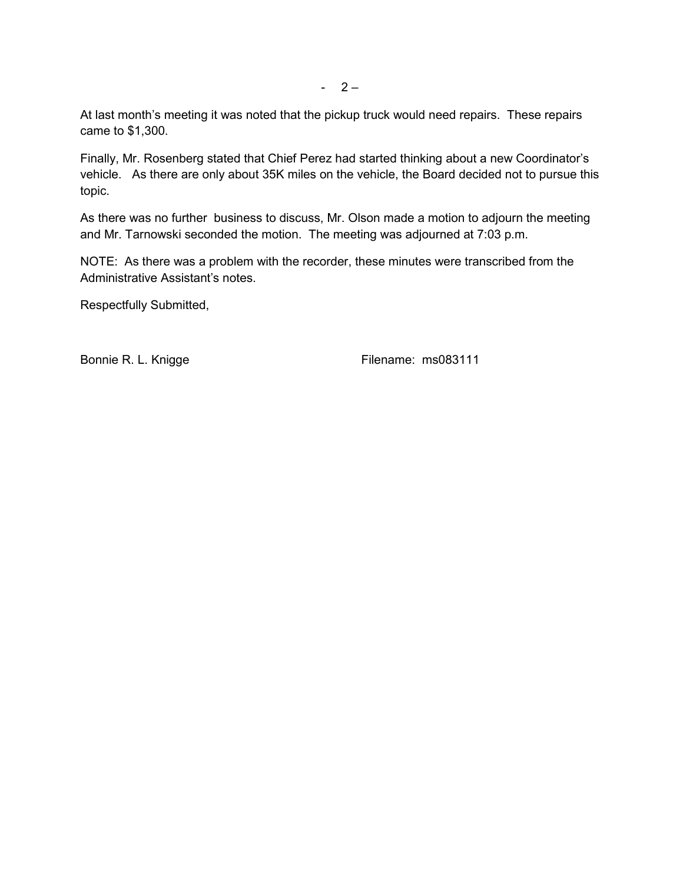At last month's meeting it was noted that the pickup truck would need repairs. These repairs came to $1,300.

Finally, Mr. Rosenberg stated that Chief Perez had started thinking about a new Coordinator's vehicle. As there are only about 35K miles on the vehicle, the Board decided not to pursue this topic.

As there was no further business to discuss, Mr. Olson made a motion to adjourn the meeting and Mr. Tarnowski seconded the motion. The meeting was adjourned at 7:03 p.m.

NOTE: As there was a problem with the recorder, these minutes were transcribed from the Administrative Assistant's notes.

Respectfully Submitted,

Bonnie R. L. Knigge

Filename: ms083111